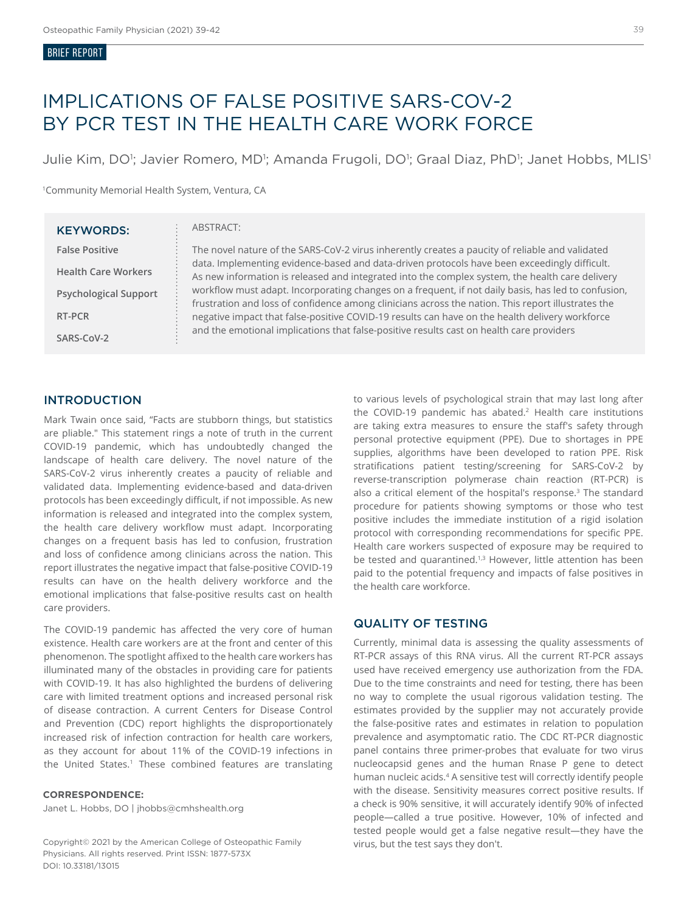BRIEF REPORT

# IMPLICATIONS OF FALSE POSITIVE SARS-COV-2 BY PCR TEST IN THE HEALTH CARE WORK FORCE

Julie Kim, DO[1]; Javier Romero, MD[1]; Amanda Frugoli, DO[1]; Graal Diaz, PhD[1]; Janet Hobbs, MLIS[1]

[1]Community Memorial Health System, Ventura, CA

**KEYWORDS:**

**False Positive**

**Health Care Workers**

**Psychological Support**

**RT-PCR**

**SARS-CoV-2**

ABSTRACT:

The novel nature of the SARS-CoV-2 virus inherently creates a paucity of reliable and validated data. Implementing evidence-based and data-driven protocols have been exceedingly difficult. As new information is released and integrated into the complex system, the health care delivery workflow must adapt. Incorporating changes on a frequent, if not daily basis, has led to confusion, frustration and loss of confidence among clinicians across the nation. This report illustrates the negative impact that false-positive COVID-19 results can have on the health delivery workforce and the emotional implications that false-positive results cast on health care providers

## INTRODUCTION

Mark Twain once said, "Facts are stubborn things, but statistics are pliable." This statement rings a note of truth in the current COVID-19 pandemic, which has undoubtedly changed the landscape of health care delivery. The novel nature of the SARS-CoV-2 virus inherently creates a paucity of reliable and validated data. Implementing evidence-based and data-driven protocols has been exceedingly difficult, if not impossible. As new information is released and integrated into the complex system, the health care delivery workflow must adapt. Incorporating changes on a frequent basis has led to confusion, frustration and loss of confidence among clinicians across the nation. This report illustrates the negative impact that false-positive COVID-19 results can have on the health delivery workforce and the emotional implications that false-positive results cast on health care providers.

The COVID-19 pandemic has affected the very core of human existence. Health care workers are at the front and center of this phenomenon. The spotlight affixed to the health care workers has illuminated many of the obstacles in providing care for patients with COVID-19. It has also highlighted the burdens of delivering care with limited treatment options and increased personal risk of disease contraction. A current Centers for Disease Control and Prevention (CDC) report highlights the disproportionately increased risk of infection contraction for health care workers, as they account for about 11% of the COVID-19 infections in the United States.[1] These combined features are translating to various levels of psychological strain that may last long after the COVID-19 pandemic has abated.[2] Health care institutions are taking extra measures to ensure the staff's safety through personal protective equipment (PPE). Due to shortages in PPE supplies, algorithms have been developed to ration PPE. Risk stratifications patient testing/screening for SARS-CoV-2 by reverse-transcription polymerase chain reaction (RT-PCR) is also a critical element of the hospital's response.[3] The standard procedure for patients showing symptoms or those who test positive includes the immediate institution of a rigid isolation protocol with corresponding recommendations for specific PPE. Health care workers suspected of exposure may be required to be tested and quarantined.[1,3] However, little attention has been paid to the potential frequency and impacts of false positives in the health care workforce.

## QUALITY OF TESTING

Currently, minimal data is assessing the quality assessments of RT-PCR assays of this RNA virus. All the current RT-PCR assays used have received emergency use authorization from the FDA. Due to the time constraints and need for testing, there has been no way to complete the usual rigorous validation testing. The estimates provided by the supplier may not accurately provide the false-positive rates and estimates in relation to population prevalence and asymptomatic ratio. The CDC RT-PCR diagnostic panel contains three primer-probes that evaluate for two virus nucleocapsid genes and the human Rnase P gene to detect human nucleic acids.[4] A sensitive test will correctly identify people with the disease. Sensitivity measures correct positive results. If a check is 90% sensitive, it will accurately identify 90% of infected people—called a true positive. However, 10% of infected and tested people would get a false negative result—they have the virus, but the test says they don't.

**CORRESPONDENCE:**
Janet L. Hobbs, DO | jhobbs@cmhshealth.org

Copyright© 2021 by the American College of Osteopathic Family Physicians. All rights reserved. Print ISSN: 1877-573X
DOI: 10.33181/13015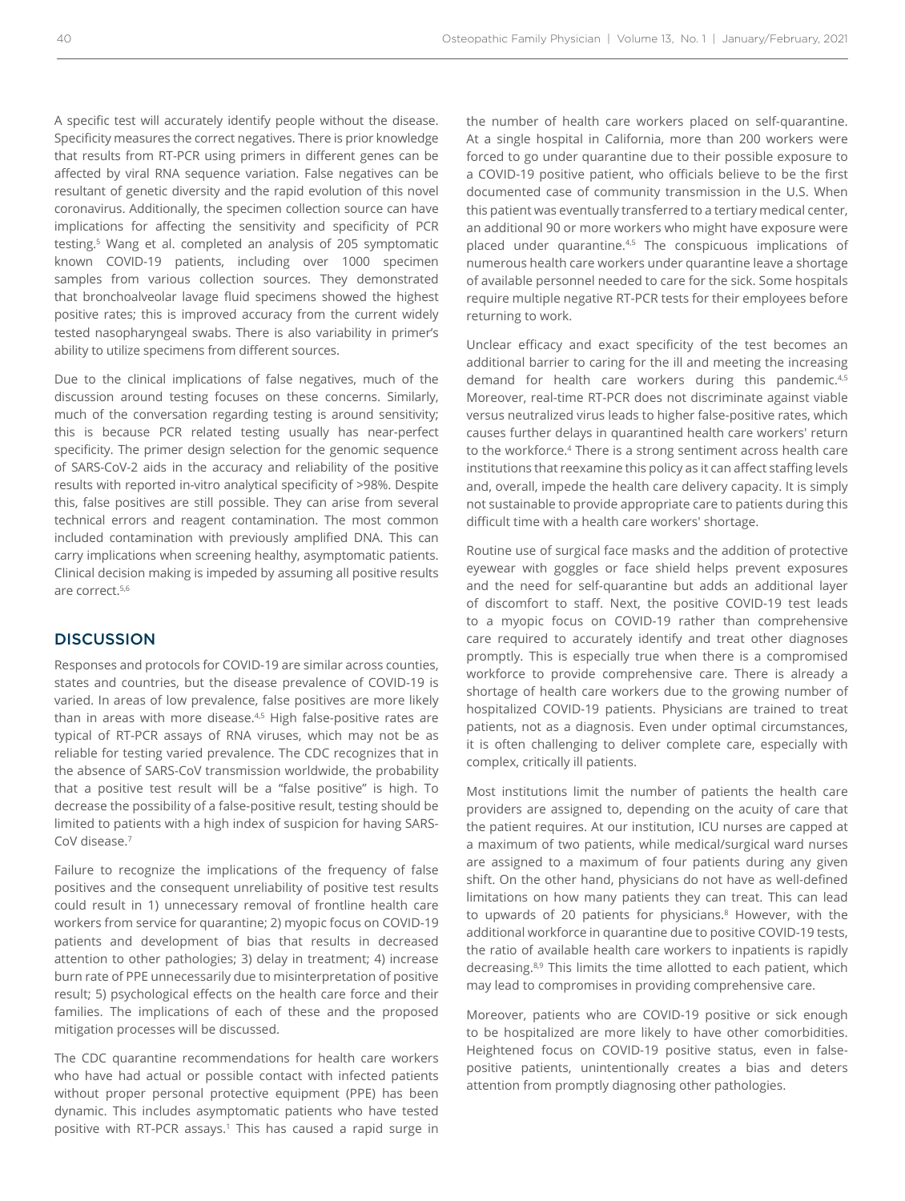A specific test will accurately identify people without the disease. Specificity measures the correct negatives. There is prior knowledge that results from RT-PCR using primers in different genes can be affected by viral RNA sequence variation. False negatives can be resultant of genetic diversity and the rapid evolution of this novel coronavirus. Additionally, the specimen collection source can have implications for affecting the sensitivity and specificity of PCR testing.[5] Wang et al. completed an analysis of 205 symptomatic known COVID-19 patients, including over 1000 specimen samples from various collection sources. They demonstrated that bronchoalveolar lavage fluid specimens showed the highest positive rates; this is improved accuracy from the current widely tested nasopharyngeal swabs. There is also variability in primer's ability to utilize specimens from different sources.

Due to the clinical implications of false negatives, much of the discussion around testing focuses on these concerns. Similarly, much of the conversation regarding testing is around sensitivity; this is because PCR related testing usually has near-perfect specificity. The primer design selection for the genomic sequence of SARS-CoV-2 aids in the accuracy and reliability of the positive results with reported in-vitro analytical specificity of >98%. Despite this, false positives are still possible. They can arise from several technical errors and reagent contamination. The most common included contamination with previously amplified DNA. This can carry implications when screening healthy, asymptomatic patients. Clinical decision making is impeded by assuming all positive results are correct.[5,6]

## DISCUSSION

Responses and protocols for COVID-19 are similar across counties, states and countries, but the disease prevalence of COVID-19 is varied. In areas of low prevalence, false positives are more likely than in areas with more disease.[4,5] High false-positive rates are typical of RT-PCR assays of RNA viruses, which may not be as reliable for testing varied prevalence. The CDC recognizes that in the absence of SARS-CoV transmission worldwide, the probability that a positive test result will be a "false positive" is high. To decrease the possibility of a false-positive result, testing should be limited to patients with a high index of suspicion for having SARS-CoV disease.[7]

Failure to recognize the implications of the frequency of false positives and the consequent unreliability of positive test results could result in 1) unnecessary removal of frontline health care workers from service for quarantine; 2) myopic focus on COVID-19 patients and development of bias that results in decreased attention to other pathologies; 3) delay in treatment; 4) increase burn rate of PPE unnecessarily due to misinterpretation of positive result; 5) psychological effects on the health care force and their families. The implications of each of these and the proposed mitigation processes will be discussed.

The CDC quarantine recommendations for health care workers who have had actual or possible contact with infected patients without proper personal protective equipment (PPE) has been dynamic. This includes asymptomatic patients who have tested positive with RT-PCR assays.[1] This has caused a rapid surge in the number of health care workers placed on self-quarantine. At a single hospital in California, more than 200 workers were forced to go under quarantine due to their possible exposure to a COVID-19 positive patient, who officials believe to be the first documented case of community transmission in the U.S. When this patient was eventually transferred to a tertiary medical center, an additional 90 or more workers who might have exposure were placed under quarantine.[4,5] The conspicuous implications of numerous health care workers under quarantine leave a shortage of available personnel needed to care for the sick. Some hospitals require multiple negative RT-PCR tests for their employees before returning to work.

Unclear efficacy and exact specificity of the test becomes an additional barrier to caring for the ill and meeting the increasing demand for health care workers during this pandemic.[4,5] Moreover, real-time RT-PCR does not discriminate against viable versus neutralized virus leads to higher false-positive rates, which causes further delays in quarantined health care workers' return to the workforce.[4] There is a strong sentiment across health care institutions that reexamine this policy as it can affect staffing levels and, overall, impede the health care delivery capacity. It is simply not sustainable to provide appropriate care to patients during this difficult time with a health care workers' shortage.

Routine use of surgical face masks and the addition of protective eyewear with goggles or face shield helps prevent exposures and the need for self-quarantine but adds an additional layer of discomfort to staff. Next, the positive COVID-19 test leads to a myopic focus on COVID-19 rather than comprehensive care required to accurately identify and treat other diagnoses promptly. This is especially true when there is a compromised workforce to provide comprehensive care. There is already a shortage of health care workers due to the growing number of hospitalized COVID-19 patients. Physicians are trained to treat patients, not as a diagnosis. Even under optimal circumstances, it is often challenging to deliver complete care, especially with complex, critically ill patients.

Most institutions limit the number of patients the health care providers are assigned to, depending on the acuity of care that the patient requires. At our institution, ICU nurses are capped at a maximum of two patients, while medical/surgical ward nurses are assigned to a maximum of four patients during any given shift. On the other hand, physicians do not have as well-defined limitations on how many patients they can treat. This can lead to upwards of 20 patients for physicians.[8] However, with the additional workforce in quarantine due to positive COVID-19 tests, the ratio of available health care workers to inpatients is rapidly decreasing.[8,9] This limits the time allotted to each patient, which may lead to compromises in providing comprehensive care.

Moreover, patients who are COVID-19 positive or sick enough to be hospitalized are more likely to have other comorbidities. Heightened focus on COVID-19 positive status, even in false-positive patients, unintentionally creates a bias and deters attention from promptly diagnosing other pathologies.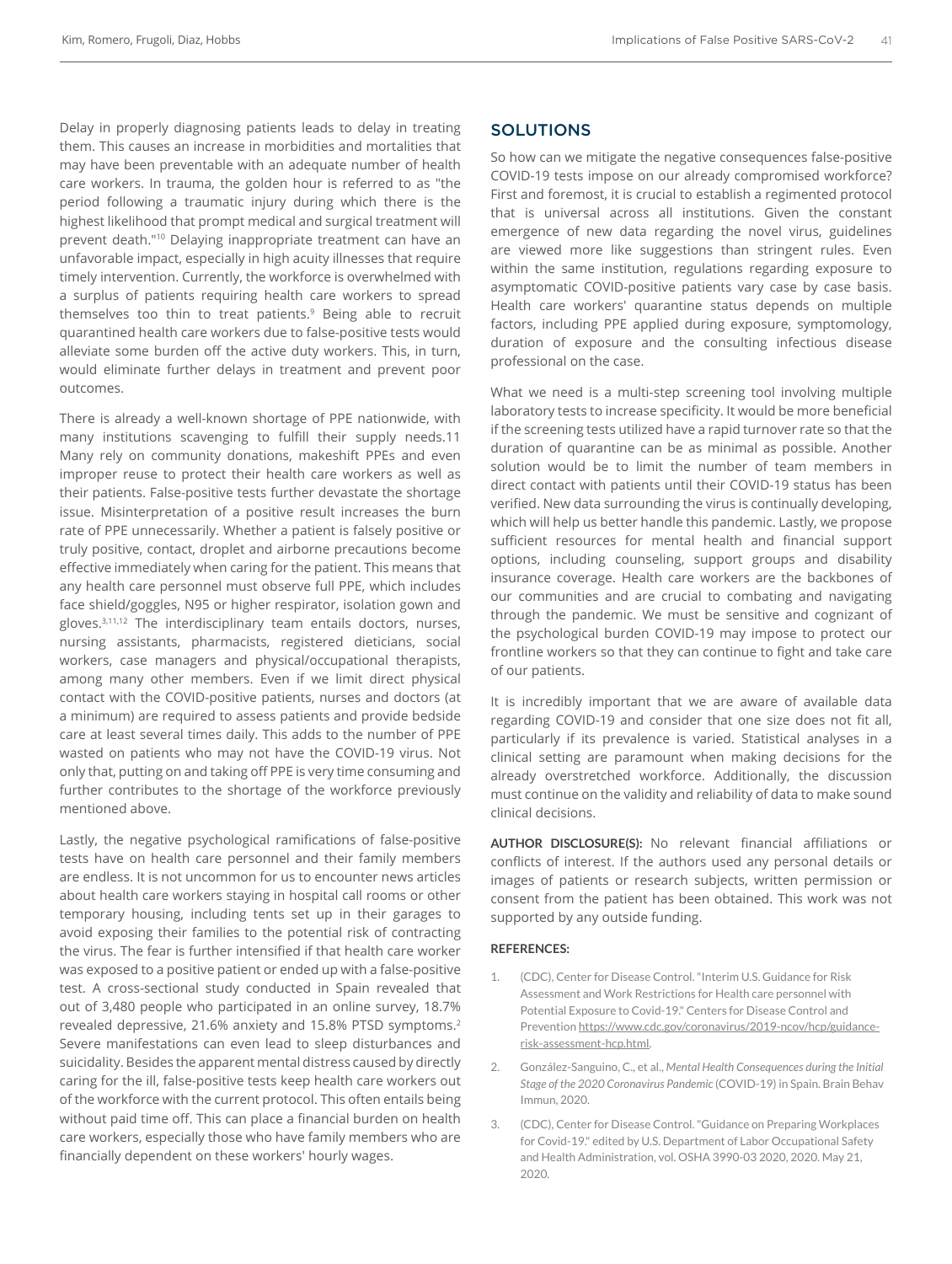Delay in properly diagnosing patients leads to delay in treating them. This causes an increase in morbidities and mortalities that may have been preventable with an adequate number of health care workers. In trauma, the golden hour is referred to as "the period following a traumatic injury during which there is the highest likelihood that prompt medical and surgical treatment will prevent death."[10] Delaying inappropriate treatment can have an unfavorable impact, especially in high acuity illnesses that require timely intervention. Currently, the workforce is overwhelmed with a surplus of patients requiring health care workers to spread themselves too thin to treat patients.[9] Being able to recruit quarantined health care workers due to false-positive tests would alleviate some burden off the active duty workers. This, in turn, would eliminate further delays in treatment and prevent poor outcomes.

There is already a well-known shortage of PPE nationwide, with many institutions scavenging to fulfill their supply needs.11 Many rely on community donations, makeshift PPEs and even improper reuse to protect their health care workers as well as their patients. False-positive tests further devastate the shortage issue. Misinterpretation of a positive result increases the burn rate of PPE unnecessarily. Whether a patient is falsely positive or truly positive, contact, droplet and airborne precautions become effective immediately when caring for the patient. This means that any health care personnel must observe full PPE, which includes face shield/goggles, N95 or higher respirator, isolation gown and gloves.[3,11,12] The interdisciplinary team entails doctors, nurses, nursing assistants, pharmacists, registered dieticians, social workers, case managers and physical/occupational therapists, among many other members. Even if we limit direct physical contact with the COVID-positive patients, nurses and doctors (at a minimum) are required to assess patients and provide bedside care at least several times daily. This adds to the number of PPE wasted on patients who may not have the COVID-19 virus. Not only that, putting on and taking off PPE is very time consuming and further contributes to the shortage of the workforce previously mentioned above.

Lastly, the negative psychological ramifications of false-positive tests have on health care personnel and their family members are endless. It is not uncommon for us to encounter news articles about health care workers staying in hospital call rooms or other temporary housing, including tents set up in their garages to avoid exposing their families to the potential risk of contracting the virus. The fear is further intensified if that health care worker was exposed to a positive patient or ended up with a false-positive test. A cross-sectional study conducted in Spain revealed that out of 3,480 people who participated in an online survey, 18.7% revealed depressive, 21.6% anxiety and 15.8% PTSD symptoms.[2] Severe manifestations can even lead to sleep disturbances and suicidality. Besides the apparent mental distress caused by directly caring for the ill, false-positive tests keep health care workers out of the workforce with the current protocol. This often entails being without paid time off. This can place a financial burden on health care workers, especially those who have family members who are financially dependent on these workers' hourly wages.

## SOLUTIONS

So how can we mitigate the negative consequences false-positive COVID-19 tests impose on our already compromised workforce? First and foremost, it is crucial to establish a regimented protocol that is universal across all institutions. Given the constant emergence of new data regarding the novel virus, guidelines are viewed more like suggestions than stringent rules. Even within the same institution, regulations regarding exposure to asymptomatic COVID-positive patients vary case by case basis. Health care workers' quarantine status depends on multiple factors, including PPE applied during exposure, symptomology, duration of exposure and the consulting infectious disease professional on the case.

What we need is a multi-step screening tool involving multiple laboratory tests to increase specificity. It would be more beneficial if the screening tests utilized have a rapid turnover rate so that the duration of quarantine can be as minimal as possible. Another solution would be to limit the number of team members in direct contact with patients until their COVID-19 status has been verified. New data surrounding the virus is continually developing, which will help us better handle this pandemic. Lastly, we propose sufficient resources for mental health and financial support options, including counseling, support groups and disability insurance coverage. Health care workers are the backbones of our communities and are crucial to combating and navigating through the pandemic. We must be sensitive and cognizant of the psychological burden COVID-19 may impose to protect our frontline workers so that they can continue to fight and take care of our patients.

It is incredibly important that we are aware of available data regarding COVID-19 and consider that one size does not fit all, particularly if its prevalence is varied. Statistical analyses in a clinical setting are paramount when making decisions for the already overstretched workforce. Additionally, the discussion must continue on the validity and reliability of data to make sound clinical decisions.

**AUTHOR DISCLOSURE(S):** No relevant financial affiliations or conflicts of interest. If the authors used any personal details or images of patients or research subjects, written permission or consent from the patient has been obtained. This work was not supported by any outside funding.

**REFERENCES:**

1. (CDC), Center for Disease Control. "Interim U.S. Guidance for Risk Assessment and Work Restrictions for Health care personnel with Potential Exposure to Covid-19." Centers for Disease Control and Prevention https://www.cdc.gov/coronavirus/2019-ncov/hcp/guidance-risk-assessment-hcp.html.
2. González-Sanguino, C., et al., *Mental Health Consequences during the Initial Stage of the 2020 Coronavirus Pandemic* (COVID-19) in Spain. Brain Behav Immun, 2020.
3. (CDC), Center for Disease Control. "Guidance on Preparing Workplaces for Covid-19." edited by U.S. Department of Labor Occupational Safety and Health Administration, vol. OSHA 3990-03 2020, 2020. May 21, 2020.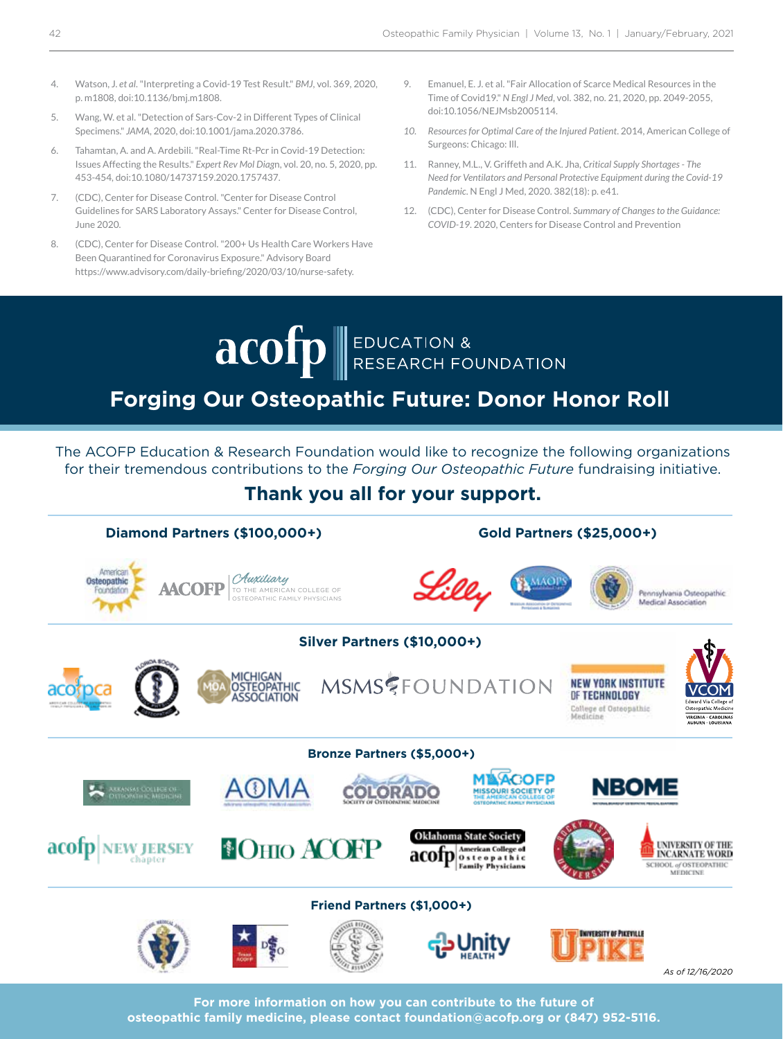4. Watson, J. *et al.* "Interpreting a Covid-19 Test Result." *BMJ*, vol. 369, 2020, p. m1808, doi:10.1136/bmj.m1808.
5. Wang, W. et al. "Detection of Sars-Cov-2 in Different Types of Clinical Specimens." *JAMA*, 2020, doi:10.1001/jama.2020.3786.
6. Tahamtan, A. and A. Ardebili. "Real-Time Rt-Pcr in Covid-19 Detection: Issues Affecting the Results." *Expert Rev Mol Diagn*, vol. 20, no. 5, 2020, pp. 453-454, doi:10.1080/14737159.2020.1757437.
7. (CDC), Center for Disease Control. "Center for Disease Control Guidelines for SARS Laboratory Assays." Center for Disease Control, June 2020.
8. (CDC), Center for Disease Control. "200+ Us Health Care Workers Have Been Quarantined for Coronavirus Exposure." Advisory Board https://www.advisory.com/daily-briefing/2020/03/10/nurse-safety.
9. Emanuel, E. J. et al. "Fair Allocation of Scarce Medical Resources in the Time of Covid19." *N Engl J Med*, vol. 382, no. 21, 2020, pp. 2049-2055, doi:10.1056/NEJMsb2005114.
10. *Resources for Optimal Care of the Injured Patient*. 2014, American College of Surgeons: Chicago: Ill.
11. Ranney, M.L., V. Griffeth and A.K. Jha, *Critical Supply Shortages - The Need for Ventilators and Personal Protective Equipment during the Covid-19 Pandemic*. N Engl J Med, 2020. 382(18): p. e41.
12. (CDC), Center for Disease Control. *Summary of Changes to the Guidance: COVID-19*. 2020, Centers for Disease Control and Prevention

acofp EDUCATION & RESEARCH FOUNDATION

# Forging Our Osteopathic Future: Donor Honor Roll

The ACOFP Education & Research Foundation would like to recognize the following organizations for their tremendous contributions to the *Forging Our Osteopathic Future* fundraising initiative.

## Thank you all for your support.

### Diamond Partners ($100,000+)

American Osteopathic Foundation

AACOFP Auxiliary to the American College of Osteopathic Family Physicians

### Gold Partners ($25,000+)

Lilly

MAOPS

Pennsylvania Osteopathic Medical Association

### Silver Partners ($10,000+)

acofpca

Florida Society

Michigan Osteopathic Association

MSMS Foundation

New York Institute of Technology College of Osteopathic Medicine

VCOM Edward Via College of Osteopathic Medicine

### Bronze Partners ($5,000+)

Arkansas College of Osteopathic Medicine

AOMA

Colorado Society of Osteopathic Medicine

MSACOFP Missouri Society of the American College of Osteopathic Family Physicians

NBOME

acofp New Jersey chapter

Ohio ACOFP

Oklahoma State Society acofp American College of Osteopathic Family Physicians

Rocky Vista University

University of the Incarnate Word School of Osteopathic Medicine

### Friend Partners ($1,000+)

Unity Health

University of Pikeville UPIKE

*As of 12/16/2020*

For more information on how you can contribute to the future of osteopathic family medicine, please contact foundation@acofp.org or (847) 952-5116.